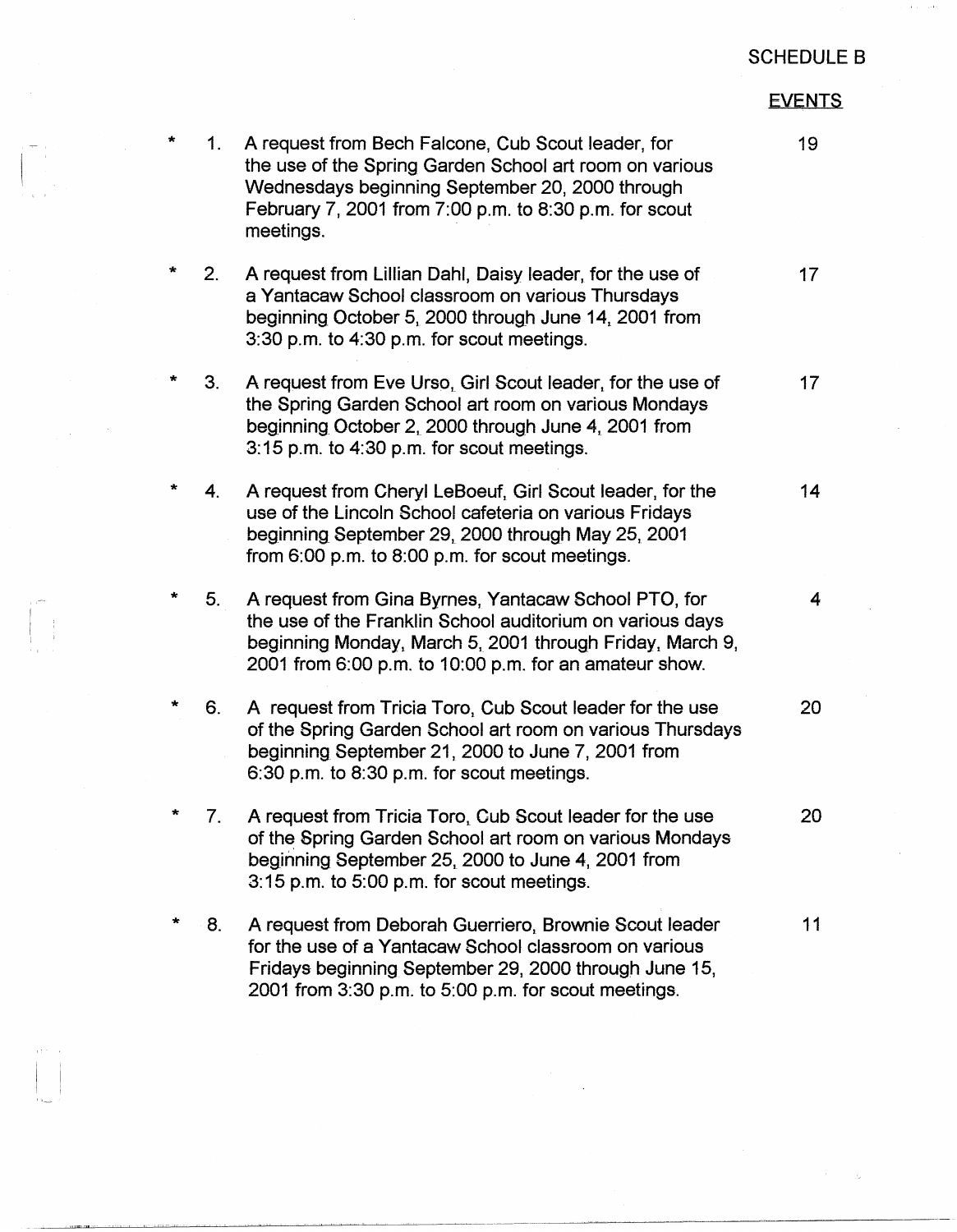SCHEDULE B

| | | | EVENTS |
|---|---|---|---|
| * | 1. | A request from Bech Falcone, Cub Scout leader, for the use of the Spring Garden School art room on various Wednesdays beginning September 20, 2000 through February 7, 2001 from 7:00 p.m. to 8:30 p.m. for scout meetings. | 19 |
| * | 2. | A request from Lillian Dahl, Daisy leader, for the use of a Yantacaw School classroom on various Thursdays beginning October 5, 2000 through June 14, 2001 from 3:30 p.m. to 4:30 p.m. for scout meetings. | 17 |
| * | 3. | A request from Eve Urso, Girl Scout leader, for the use of the Spring Garden School art room on various Mondays beginning October 2, 2000 through June 4, 2001 from 3:15 p.m. to 4:30 p.m. for scout meetings. | 17 |
| * | 4. | A request from Cheryl LeBoeuf, Girl Scout leader, for the use of the Lincoln School cafeteria on various Fridays beginning September 29, 2000 through May 25, 2001 from 6:00 p.m. to 8:00 p.m. for scout meetings. | 14 |
| * | 5. | A request from Gina Byrnes, Yantacaw School PTO, for the use of the Franklin School auditorium on various days beginning Monday, March 5, 2001 through Friday, March 9, 2001 from 6:00 p.m. to 10:00 p.m. for an amateur show. | 4 |
| * | 6. | A request from Tricia Toro, Cub Scout leader for the use of the Spring Garden School art room on various Thursdays beginning September 21, 2000 to June 7, 2001 from 6:30 p.m. to 8:30 p.m. for scout meetings. | 20 |
| * | 7. | A request from Tricia Toro, Cub Scout leader for the use of the Spring Garden School art room on various Mondays beginning September 25, 2000 to June 4, 2001 from 3:15 p.m. to 5:00 p.m. for scout meetings. | 20 |
| * | 8. | A request from Deborah Guerriero, Brownie Scout leader for the use of a Yantacaw School classroom on various Fridays beginning September 29, 2000 through June 15, 2001 from 3:30 p.m. to 5:00 p.m. for scout meetings. | 11 |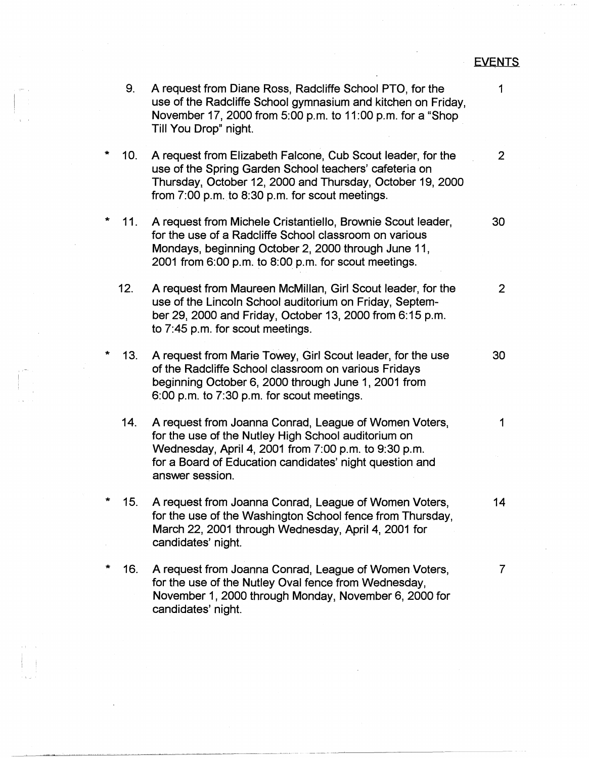EVENTS

| | | Request | EVENTS |
|---|---|---|---|
| | 9. | A request from Diane Ross, Radcliffe School PTO, for the use of the Radcliffe School gymnasium and kitchen on Friday, November 17, 2000 from 5:00 p.m. to 11:00 p.m. for a "Shop Till You Drop" night. | 1 |
| * | 10. | A request from Elizabeth Falcone, Cub Scout leader, for the use of the Spring Garden School teachers' cafeteria on Thursday, October 12, 2000 and Thursday, October 19, 2000 from 7:00 p.m. to 8:30 p.m. for scout meetings. | 2 |
| * | 11. | A request from Michele Cristantiello, Brownie Scout leader, for the use of a Radcliffe School classroom on various Mondays, beginning October 2, 2000 through June 11, 2001 from 6:00 p.m. to 8:00 p.m. for scout meetings. | 30 |
| | 12. | A request from Maureen McMillan, Girl Scout leader, for the use of the Lincoln School auditorium on Friday, September 29, 2000 and Friday, October 13, 2000 from 6:15 p.m. to 7:45 p.m. for scout meetings. | 2 |
| * | 13. | A request from Marie Towey, Girl Scout leader, for the use of the Radcliffe School classroom on various Fridays beginning October 6, 2000 through June 1, 2001 from 6:00 p.m. to 7:30 p.m. for scout meetings. | 30 |
| | 14. | A request from Joanna Conrad, League of Women Voters, for the use of the Nutley High School auditorium on Wednesday, April 4, 2001 from 7:00 p.m. to 9:30 p.m. for a Board of Education candidates' night question and answer session. | 1 |
| * | 15. | A request from Joanna Conrad, League of Women Voters, for the use of the Washington School fence from Thursday, March 22, 2001 through Wednesday, April 4, 2001 for candidates' night. | 14 |
| * | 16. | A request from Joanna Conrad, League of Women Voters, for the use of the Nutley Oval fence from Wednesday, November 1, 2000 through Monday, November 6, 2000 for candidates' night. | 7 |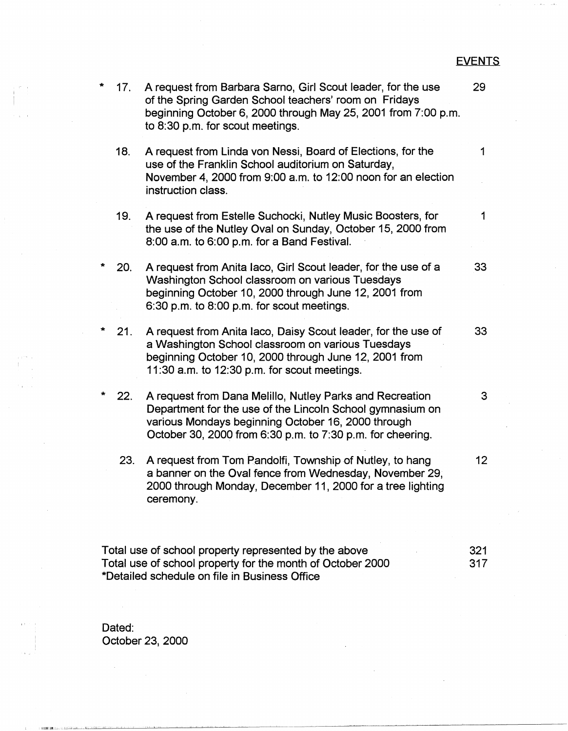EVENTS

| | | | |
|---|---|---|---|
| * | 17. | A request from Barbara Sarno, Girl Scout leader, for the use of the Spring Garden School teachers' room on Fridays beginning October 6, 2000 through May 25, 2001 from 7:00 p.m. to 8:30 p.m. for scout meetings. | 29 |
| | 18. | A request from Linda von Nessi, Board of Elections, for the use of the Franklin School auditorium on Saturday, November 4, 2000 from 9:00 a.m. to 12:00 noon for an election instruction class. | 1 |
| | 19. | A request from Estelle Suchocki, Nutley Music Boosters, for the use of the Nutley Oval on Sunday, October 15, 2000 from 8:00 a.m. to 6:00 p.m. for a Band Festival. | 1 |
| * | 20. | A request from Anita Iaco, Girl Scout leader, for the use of a Washington School classroom on various Tuesdays beginning October 10, 2000 through June 12, 2001 from 6:30 p.m. to 8:00 p.m. for scout meetings. | 33 |
| * | 21. | A request from Anita Iaco, Daisy Scout leader, for the use of a Washington School classroom on various Tuesdays beginning October 10, 2000 through June 12, 2001 from 11:30 a.m. to 12:30 p.m. for scout meetings. | 33 |
| * | 22. | A request from Dana Melillo, Nutley Parks and Recreation Department for the use of the Lincoln School gymnasium on various Mondays beginning October 16, 2000 through October 30, 2000 from 6:30 p.m. to 7:30 p.m. for cheering. | 3 |
| | 23. | A request from Tom Pandolfi, Township of Nutley, to hang a banner on the Oval fence from Wednesday, November 29, 2000 through Monday, December 11, 2000 for a tree lighting ceremony. | 12 |

| | |
|---|---|
| Total use of school property represented by the above | 321 |
| Total use of school property for the month of October 2000 | 317 |

*Detailed schedule on file in Business Office

Dated:
October 23, 2000